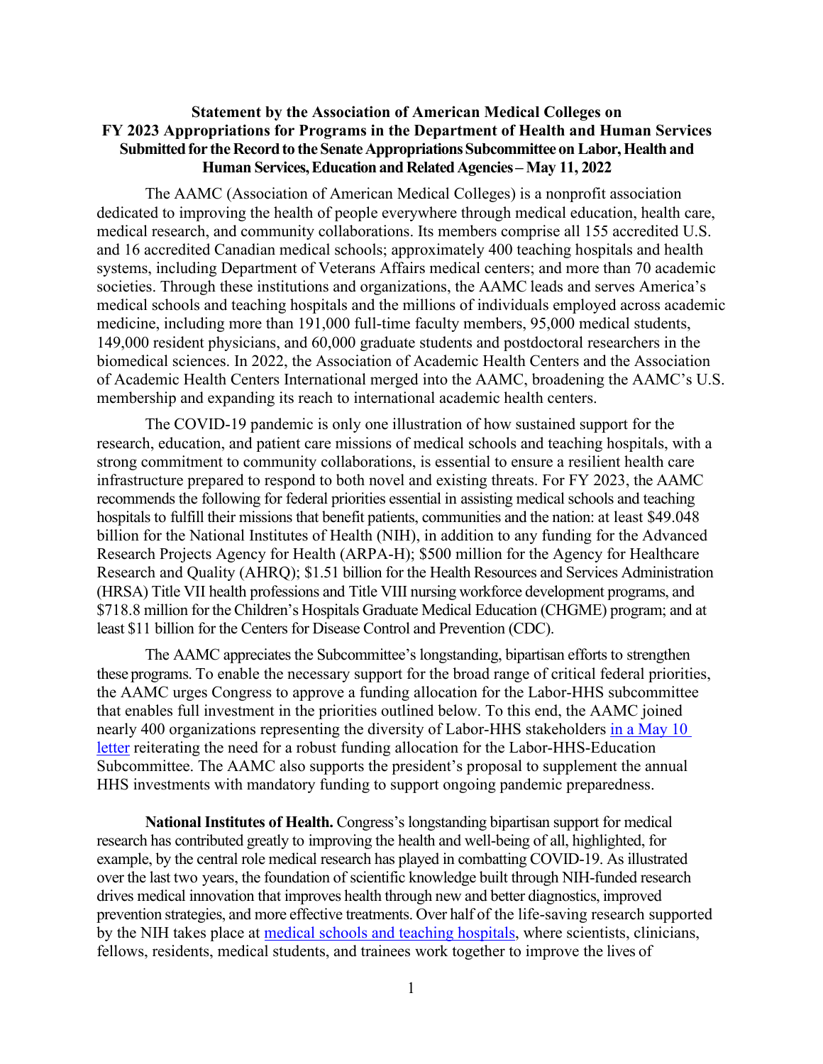**Statement by the Association of American Medical Colleges on FY 2023 Appropriations for Programs in the Department of Health and Human Services Submitted for the Record to the Senate Appropriations Subcommittee on Labor, Health and Human Services, Education and Related Agencies – May 11, 2022**

The AAMC (Association of American Medical Colleges) is a nonprofit association dedicated to improving the health of people everywhere through medical education, health care, medical research, and community collaborations. Its members comprise all 155 accredited U.S. and 16 accredited Canadian medical schools; approximately 400 teaching hospitals and health systems, including Department of Veterans Affairs medical centers; and more than 70 academic societies. Through these institutions and organizations, the AAMC leads and serves America's medical schools and teaching hospitals and the millions of individuals employed across academic medicine, including more than 191,000 full-time faculty members, 95,000 medical students, 149,000 resident physicians, and 60,000 graduate students and postdoctoral researchers in the biomedical sciences. In 2022, the Association of Academic Health Centers and the Association of Academic Health Centers International merged into the AAMC, broadening the AAMC's U.S. membership and expanding its reach to international academic health centers.

The COVID-19 pandemic is only one illustration of how sustained support for the research, education, and patient care missions of medical schools and teaching hospitals, with a strong commitment to community collaborations, is essential to ensure a resilient health care infrastructure prepared to respond to both novel and existing threats. For FY 2023, the AAMC recommends the following for federal priorities essential in assisting medical schools and teaching hospitals to fulfill their missions that benefit patients, communities and the nation: at least $49.048 billion for the National Institutes of Health (NIH), in addition to any funding for the Advanced Research Projects Agency for Health (ARPA-H); $500 million for the Agency for Healthcare Research and Quality (AHRQ); $1.51 billion for the Health Resources and Services Administration (HRSA) Title VII health professions and Title VIII nursing workforce development programs, and $718.8 million for the Children's Hospitals Graduate Medical Education (CHGME) program; and at least $11 billion for the Centers for Disease Control and Prevention (CDC).

The AAMC appreciates the Subcommittee's longstanding, bipartisan efforts to strengthen these programs. To enable the necessary support for the broad range of critical federal priorities, the AAMC urges Congress to approve a funding allocation for the Labor-HHS subcommittee that enables full investment in the priorities outlined below. To this end, the AAMC joined nearly 400 organizations representing the diversity of Labor-HHS stakeholders in a May 10 letter reiterating the need for a robust funding allocation for the Labor-HHS-Education Subcommittee. The AAMC also supports the president's proposal to supplement the annual HHS investments with mandatory funding to support ongoing pandemic preparedness.

**National Institutes of Health.** Congress's longstanding bipartisan support for medical research has contributed greatly to improving the health and well-being of all, highlighted, for example, by the central role medical research has played in combatting COVID-19. As illustrated over the last two years, the foundation of scientific knowledge built through NIH-funded research drives medical innovation that improves health through new and better diagnostics, improved prevention strategies, and more effective treatments. Over half of the life-saving research supported by the NIH takes place at medical schools and teaching hospitals, where scientists, clinicians, fellows, residents, medical students, and trainees work together to improve the lives of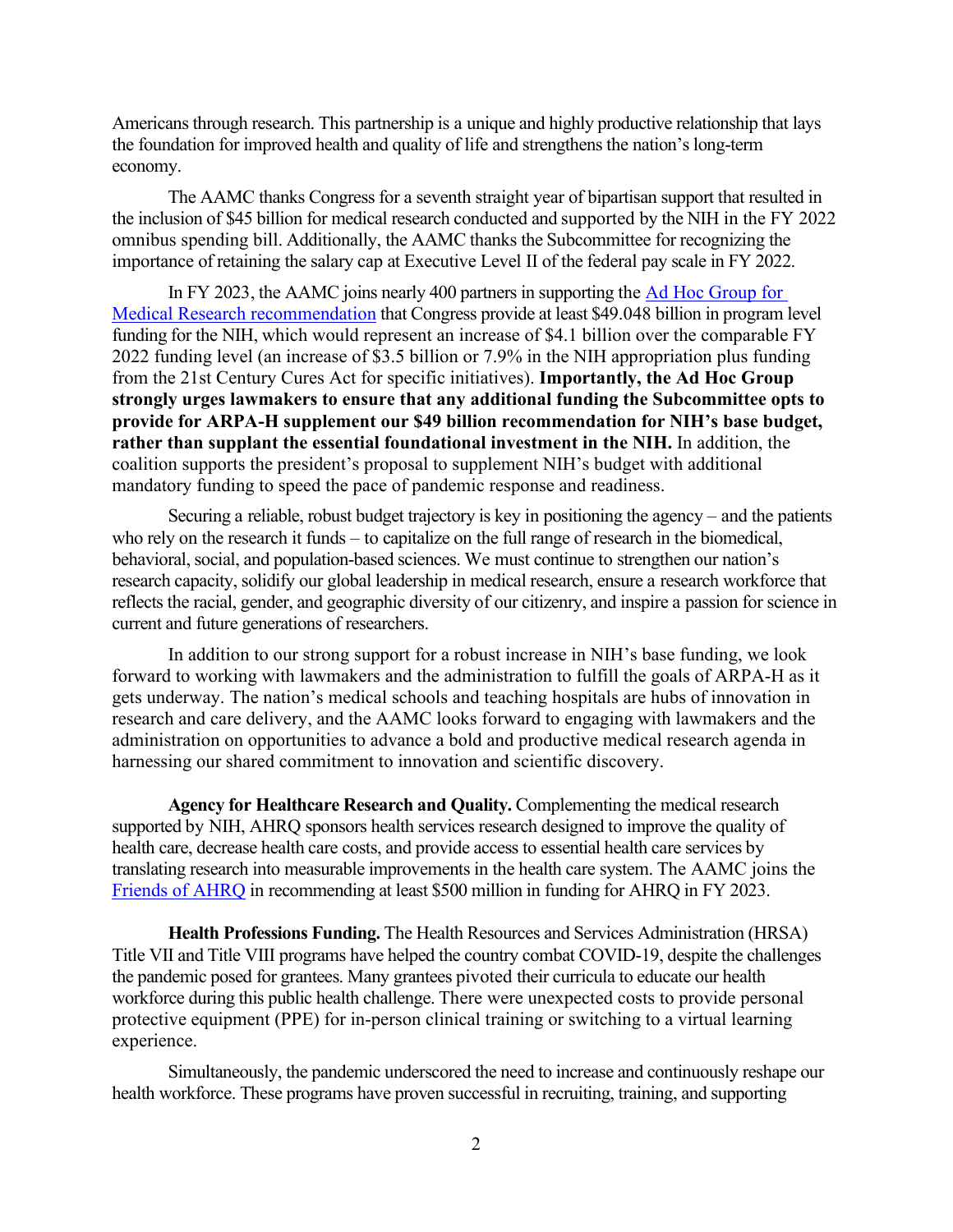Americans through research. This partnership is a unique and highly productive relationship that lays the foundation for improved health and quality of life and strengthens the nation's long-term economy.

The AAMC thanks Congress for a seventh straight year of bipartisan support that resulted in the inclusion of $45 billion for medical research conducted and supported by the NIH in the FY 2022 omnibus spending bill. Additionally, the AAMC thanks the Subcommittee for recognizing the importance of retaining the salary cap at Executive Level II of the federal pay scale in FY 2022.

In FY 2023, the AAMC joins nearly 400 partners in supporting the [Ad Hoc Group for Medical Research recommendation] that Congress provide at least $49.048 billion in program level funding for the NIH, which would represent an increase of $4.1 billion over the comparable FY 2022 funding level (an increase of $3.5 billion or 7.9% in the NIH appropriation plus funding from the 21st Century Cures Act for specific initiatives). **Importantly, the Ad Hoc Group strongly urges lawmakers to ensure that any additional funding the Subcommittee opts to provide for ARPA-H supplement our $49 billion recommendation for NIH's base budget, rather than supplant the essential foundational investment in the NIH.** In addition, the coalition supports the president's proposal to supplement NIH's budget with additional mandatory funding to speed the pace of pandemic response and readiness.

Securing a reliable, robust budget trajectory is key in positioning the agency – and the patients who rely on the research it funds – to capitalize on the full range of research in the biomedical, behavioral, social, and population-based sciences. We must continue to strengthen our nation's research capacity, solidify our global leadership in medical research, ensure a research workforce that reflects the racial, gender, and geographic diversity of our citizenry, and inspire a passion for science in current and future generations of researchers.

In addition to our strong support for a robust increase in NIH's base funding, we look forward to working with lawmakers and the administration to fulfill the goals of ARPA-H as it gets underway. The nation's medical schools and teaching hospitals are hubs of innovation in research and care delivery, and the AAMC looks forward to engaging with lawmakers and the administration on opportunities to advance a bold and productive medical research agenda in harnessing our shared commitment to innovation and scientific discovery.

**Agency for Healthcare Research and Quality.** Complementing the medical research supported by NIH, AHRQ sponsors health services research designed to improve the quality of health care, decrease health care costs, and provide access to essential health care services by translating research into measurable improvements in the health care system. The AAMC joins the [Friends of AHRQ] in recommending at least $500 million in funding for AHRQ in FY 2023.

**Health Professions Funding.** The Health Resources and Services Administration (HRSA) Title VII and Title VIII programs have helped the country combat COVID-19, despite the challenges the pandemic posed for grantees. Many grantees pivoted their curricula to educate our health workforce during this public health challenge. There were unexpected costs to provide personal protective equipment (PPE) for in-person clinical training or switching to a virtual learning experience.

Simultaneously, the pandemic underscored the need to increase and continuously reshape our health workforce. These programs have proven successful in recruiting, training, and supporting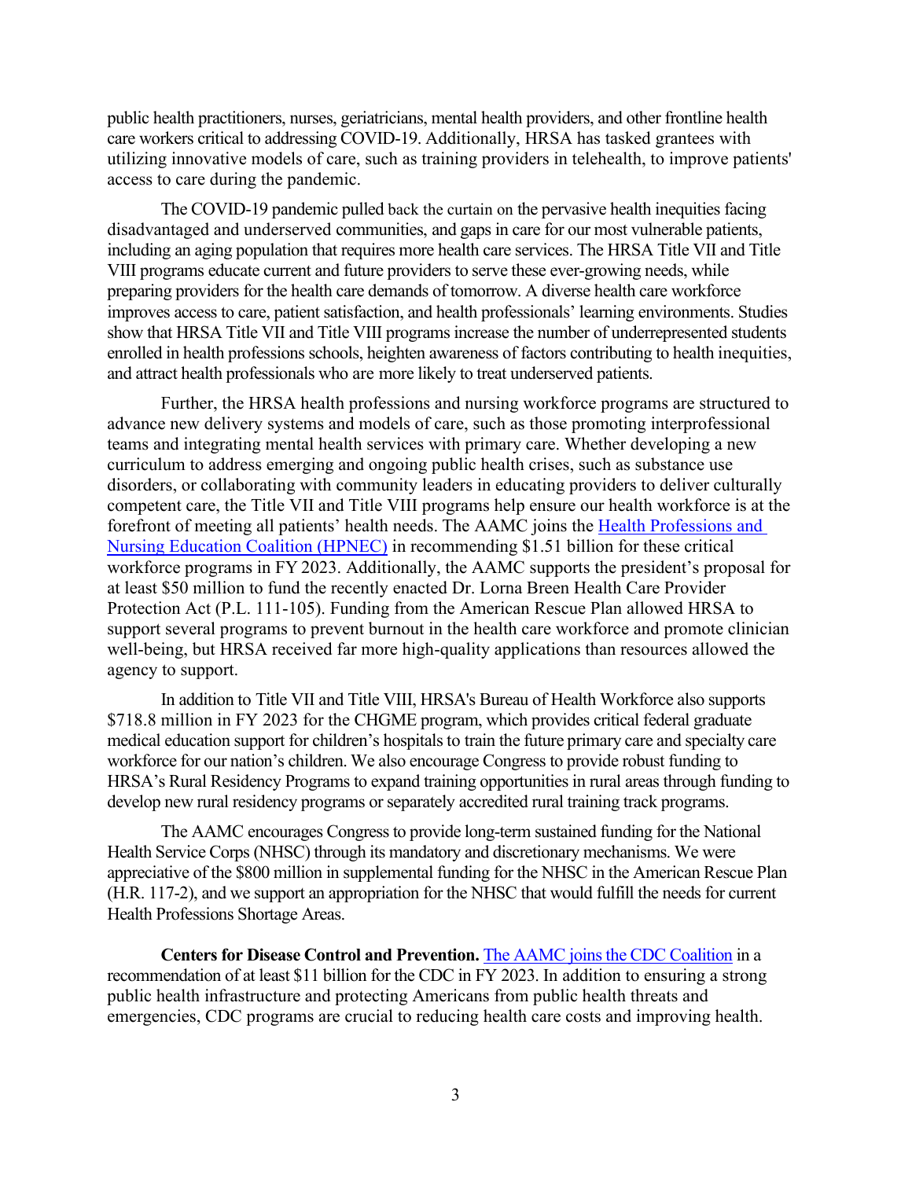public health practitioners, nurses, geriatricians, mental health providers, and other frontline health care workers critical to addressing COVID-19. Additionally, HRSA has tasked grantees with utilizing innovative models of care, such as training providers in telehealth, to improve patients' access to care during the pandemic.

The COVID-19 pandemic pulled back the curtain on the pervasive health inequities facing disadvantaged and underserved communities, and gaps in care for our most vulnerable patients, including an aging population that requires more health care services. The HRSA Title VII and Title VIII programs educate current and future providers to serve these ever-growing needs, while preparing providers for the health care demands of tomorrow. A diverse health care workforce improves access to care, patient satisfaction, and health professionals' learning environments. Studies show that HRSA Title VII and Title VIII programs increase the number of underrepresented students enrolled in health professions schools, heighten awareness of factors contributing to health inequities, and attract health professionals who are more likely to treat underserved patients.

Further, the HRSA health professions and nursing workforce programs are structured to advance new delivery systems and models of care, such as those promoting interprofessional teams and integrating mental health services with primary care. Whether developing a new curriculum to address emerging and ongoing public health crises, such as substance use disorders, or collaborating with community leaders in educating providers to deliver culturally competent care, the Title VII and Title VIII programs help ensure our health workforce is at the forefront of meeting all patients' health needs. The AAMC joins the Health Professions and Nursing Education Coalition (HPNEC) in recommending $1.51 billion for these critical workforce programs in FY 2023. Additionally, the AAMC supports the president's proposal for at least $50 million to fund the recently enacted Dr. Lorna Breen Health Care Provider Protection Act (P.L. 111-105). Funding from the American Rescue Plan allowed HRSA to support several programs to prevent burnout in the health care workforce and promote clinician well-being, but HRSA received far more high-quality applications than resources allowed the agency to support.

In addition to Title VII and Title VIII, HRSA's Bureau of Health Workforce also supports $718.8 million in FY 2023 for the CHGME program, which provides critical federal graduate medical education support for children's hospitals to train the future primary care and specialty care workforce for our nation's children. We also encourage Congress to provide robust funding to HRSA's Rural Residency Programs to expand training opportunities in rural areas through funding to develop new rural residency programs or separately accredited rural training track programs.

The AAMC encourages Congress to provide long-term sustained funding for the National Health Service Corps (NHSC) through its mandatory and discretionary mechanisms. We were appreciative of the $800 million in supplemental funding for the NHSC in the American Rescue Plan (H.R. 117-2), and we support an appropriation for the NHSC that would fulfill the needs for current Health Professions Shortage Areas.

**Centers for Disease Control and Prevention.** The AAMC joins the CDC Coalition in a recommendation of at least $11 billion for the CDC in FY 2023. In addition to ensuring a strong public health infrastructure and protecting Americans from public health threats and emergencies, CDC programs are crucial to reducing health care costs and improving health.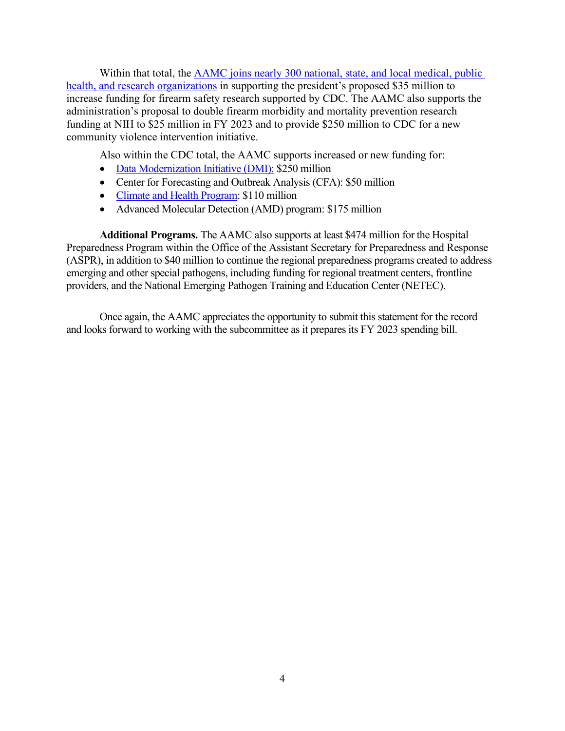Within that total, the AAMC joins nearly 300 national, state, and local medical, public health, and research organizations in supporting the president's proposed $35 million to increase funding for firearm safety research supported by CDC. The AAMC also supports the administration's proposal to double firearm morbidity and mortality prevention research funding at NIH to $25 million in FY 2023 and to provide $250 million to CDC for a new community violence intervention initiative.

Also within the CDC total, the AAMC supports increased or new funding for:

- Data Modernization Initiative (DMI): $250 million
- Center for Forecasting and Outbreak Analysis (CFA): $50 million
- Climate and Health Program: $110 million
- Advanced Molecular Detection (AMD) program: $175 million

**Additional Programs.** The AAMC also supports at least $474 million for the Hospital Preparedness Program within the Office of the Assistant Secretary for Preparedness and Response (ASPR), in addition to $40 million to continue the regional preparedness programs created to address emerging and other special pathogens, including funding for regional treatment centers, frontline providers, and the National Emerging Pathogen Training and Education Center (NETEC).

Once again, the AAMC appreciates the opportunity to submit this statement for the record and looks forward to working with the subcommittee as it prepares its FY 2023 spending bill.